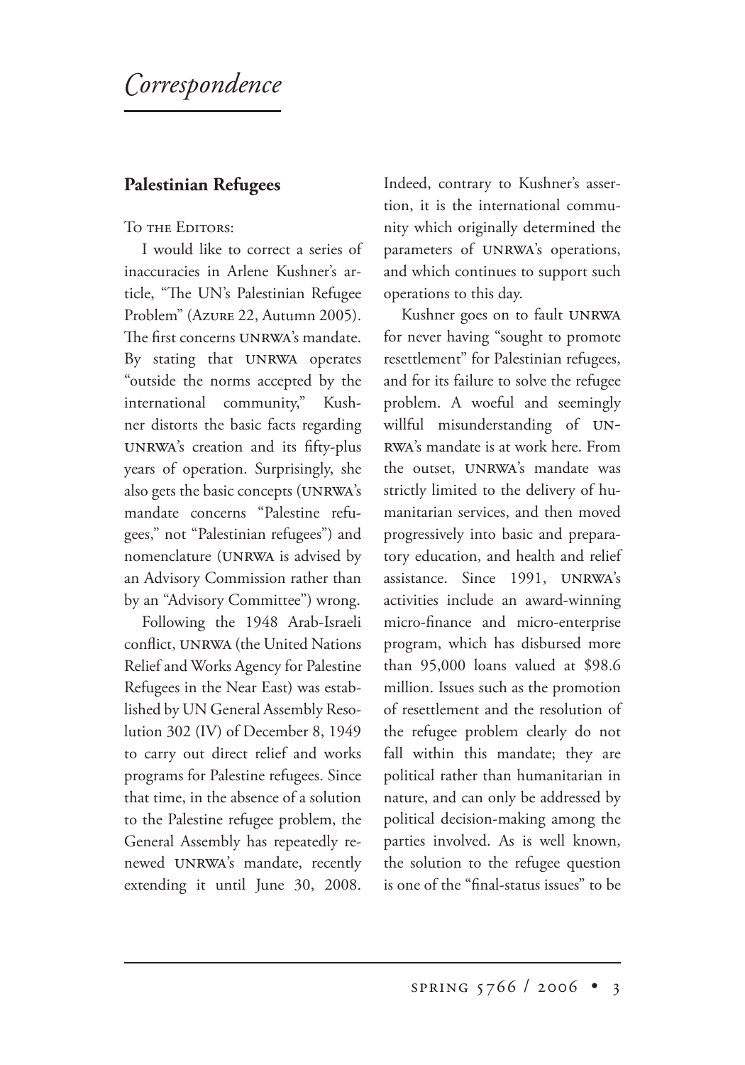# *Correspondence*

## Palestinian Refugees

To the Editors:

I would like to correct a series of inaccuracies in Arlene Kushner's article, "The UN's Palestinian Refugee Problem" (Azure 22, Autumn 2005). The first concerns UNRWA's mandate. By stating that UNRWA operates "outside the norms accepted by the international community," Kushner distorts the basic facts regarding UNRWA's creation and its fifty-plus years of operation. Surprisingly, she also gets the basic concepts (UNRWA's mandate concerns "Palestine refugees," not "Palestinian refugees") and nomenclature (UNRWA is advised by an Advisory Commission rather than by an "Advisory Committee") wrong.

Following the 1948 Arab-Israeli conflict, UNRWA (the United Nations Relief and Works Agency for Palestine Refugees in the Near East) was established by UN General Assembly Resolution 302 (IV) of December 8, 1949 to carry out direct relief and works programs for Palestine refugees. Since that time, in the absence of a solution to the Palestine refugee problem, the General Assembly has repeatedly renewed UNRWA's mandate, recently extending it until June 30, 2008. Indeed, contrary to Kushner's assertion, it is the international community which originally determined the parameters of UNRWA's operations, and which continues to support such operations to this day.

Kushner goes on to fault UNRWA for never having "sought to promote resettlement" for Palestinian refugees, and for its failure to solve the refugee problem. A woeful and seemingly willful misunderstanding of UNRWA's mandate is at work here. From the outset, UNRWA's mandate was strictly limited to the delivery of humanitarian services, and then moved progressively into basic and preparatory education, and health and relief assistance. Since 1991, UNRWA's activities include an award-winning micro-finance and micro-enterprise program, which has disbursed more than 95,000 loans valued at $98.6 million. Issues such as the promotion of resettlement and the resolution of the refugee problem clearly do not fall within this mandate; they are political rather than humanitarian in nature, and can only be addressed by political decision-making among the parties involved. As is well known, the solution to the refugee question is one of the "final-status issues" to be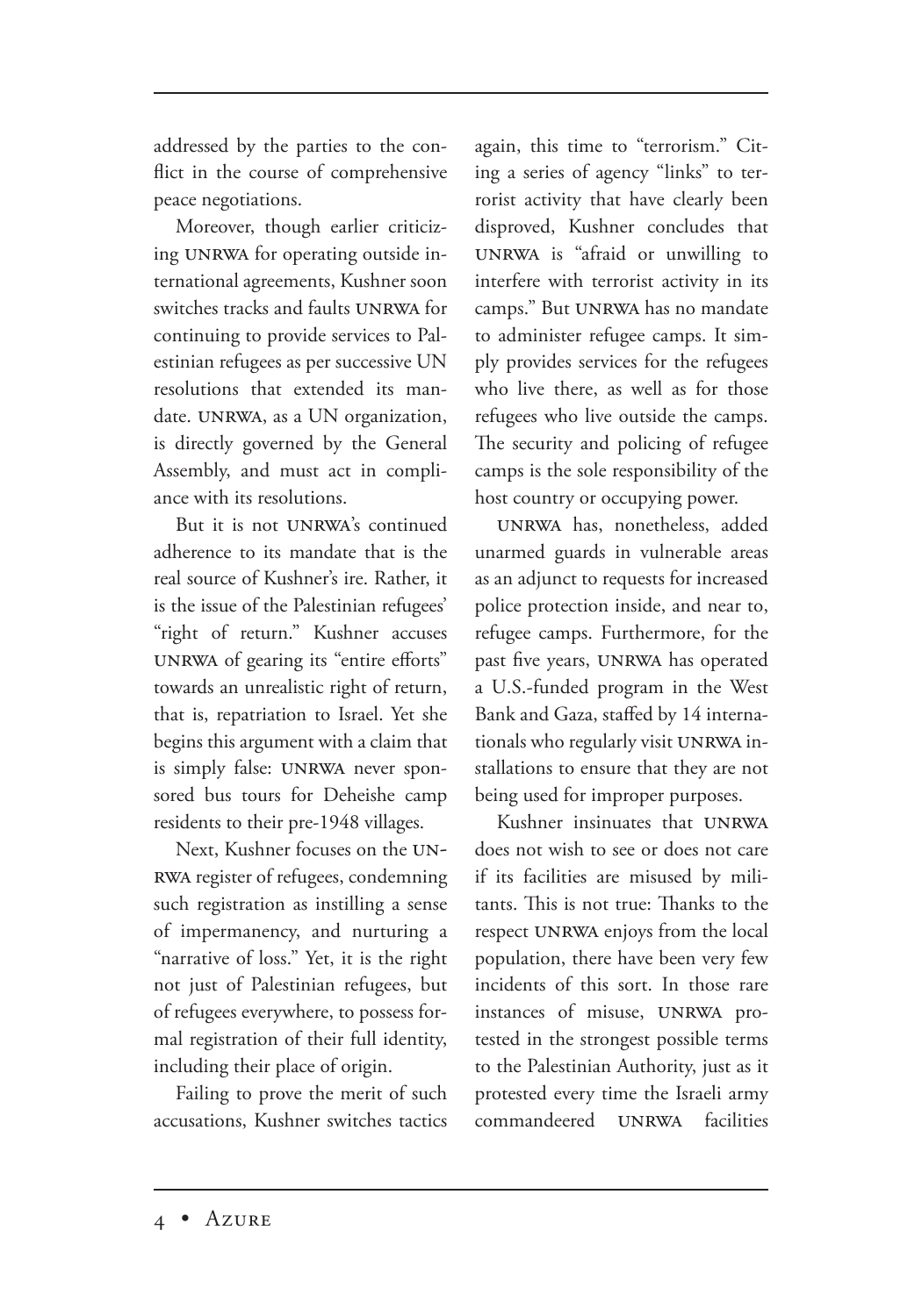addressed by the parties to the conflict in the course of comprehensive peace negotiations.

Moreover, though earlier criticizing UNRWA for operating outside international agreements, Kushner soon switches tracks and faults UNRWA for continuing to provide services to Palestinian refugees as per successive UN resolutions that extended its mandate. UNRWA, as a UN organization, is directly governed by the General Assembly, and must act in compliance with its resolutions.

But it is not UNRWA's continued adherence to its mandate that is the real source of Kushner's ire. Rather, it is the issue of the Palestinian refugees' "right of return." Kushner accuses UNRWA of gearing its "entire efforts" towards an unrealistic right of return, that is, repatriation to Israel. Yet she begins this argument with a claim that is simply false: UNRWA never sponsored bus tours for Deheishe camp residents to their pre-1948 villages.

Next, Kushner focuses on the UNRWA register of refugees, condemning such registration as instilling a sense of impermanency, and nurturing a "narrative of loss." Yet, it is the right not just of Palestinian refugees, but of refugees everywhere, to possess formal registration of their full identity, including their place of origin.

Failing to prove the merit of such accusations, Kushner switches tactics again, this time to "terrorism." Citing a series of agency "links" to terrorist activity that have clearly been disproved, Kushner concludes that UNRWA is "afraid or unwilling to interfere with terrorist activity in its camps." But UNRWA has no mandate to administer refugee camps. It simply provides services for the refugees who live there, as well as for those refugees who live outside the camps. The security and policing of refugee camps is the sole responsibility of the host country or occupying power.

UNRWA has, nonetheless, added unarmed guards in vulnerable areas as an adjunct to requests for increased police protection inside, and near to, refugee camps. Furthermore, for the past five years, UNRWA has operated a U.S.-funded program in the West Bank and Gaza, staffed by 14 internationals who regularly visit UNRWA installations to ensure that they are not being used for improper purposes.

Kushner insinuates that UNRWA does not wish to see or does not care if its facilities are misused by militants. This is not true: Thanks to the respect UNRWA enjoys from the local population, there have been very few incidents of this sort. In those rare instances of misuse, UNRWA protested in the strongest possible terms to the Palestinian Authority, just as it protested every time the Israeli army commandeered UNRWA facilities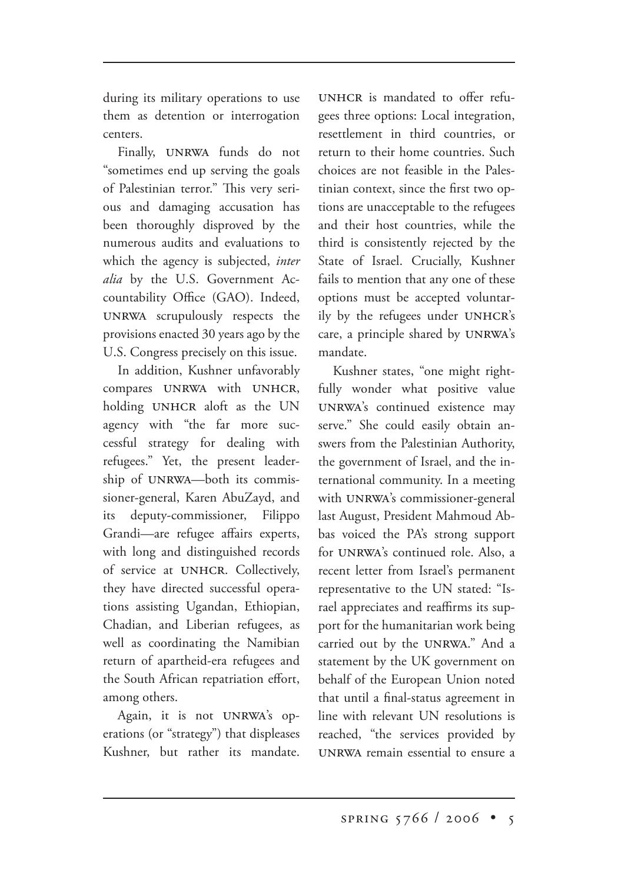during its military operations to use them as detention or interrogation centers.

Finally, UNRWA funds do not "sometimes end up serving the goals of Palestinian terror." This very serious and damaging accusation has been thoroughly disproved by the numerous audits and evaluations to which the agency is subjected, *inter alia* by the U.S. Government Accountability Office (GAO). Indeed, UNRWA scrupulously respects the provisions enacted 30 years ago by the U.S. Congress precisely on this issue.

In addition, Kushner unfavorably compares UNRWA with UNHCR, holding UNHCR aloft as the UN agency with "the far more successful strategy for dealing with refugees." Yet, the present leadership of UNRWA—both its commissioner-general, Karen AbuZayd, and its deputy-commissioner, Filippo Grandi—are refugee affairs experts, with long and distinguished records of service at UNHCR. Collectively, they have directed successful operations assisting Ugandan, Ethiopian, Chadian, and Liberian refugees, as well as coordinating the Namibian return of apartheid-era refugees and the South African repatriation effort, among others.

Again, it is not UNRWA's operations (or "strategy") that displeases Kushner, but rather its mandate. UNHCR is mandated to offer refugees three options: Local integration, resettlement in third countries, or return to their home countries. Such choices are not feasible in the Palestinian context, since the first two options are unacceptable to the refugees and their host countries, while the third is consistently rejected by the State of Israel. Crucially, Kushner fails to mention that any one of these options must be accepted voluntarily by the refugees under UNHCR's care, a principle shared by UNRWA's mandate.

Kushner states, "one might rightfully wonder what positive value UNRWA's continued existence may serve." She could easily obtain answers from the Palestinian Authority, the government of Israel, and the international community. In a meeting with UNRWA's commissioner-general last August, President Mahmoud Abbas voiced the PA's strong support for UNRWA's continued role. Also, a recent letter from Israel's permanent representative to the UN stated: "Israel appreciates and reaffirms its support for the humanitarian work being carried out by the UNRWA." And a statement by the UK government on behalf of the European Union noted that until a final-status agreement in line with relevant UN resolutions is reached, "the services provided by UNRWA remain essential to ensure a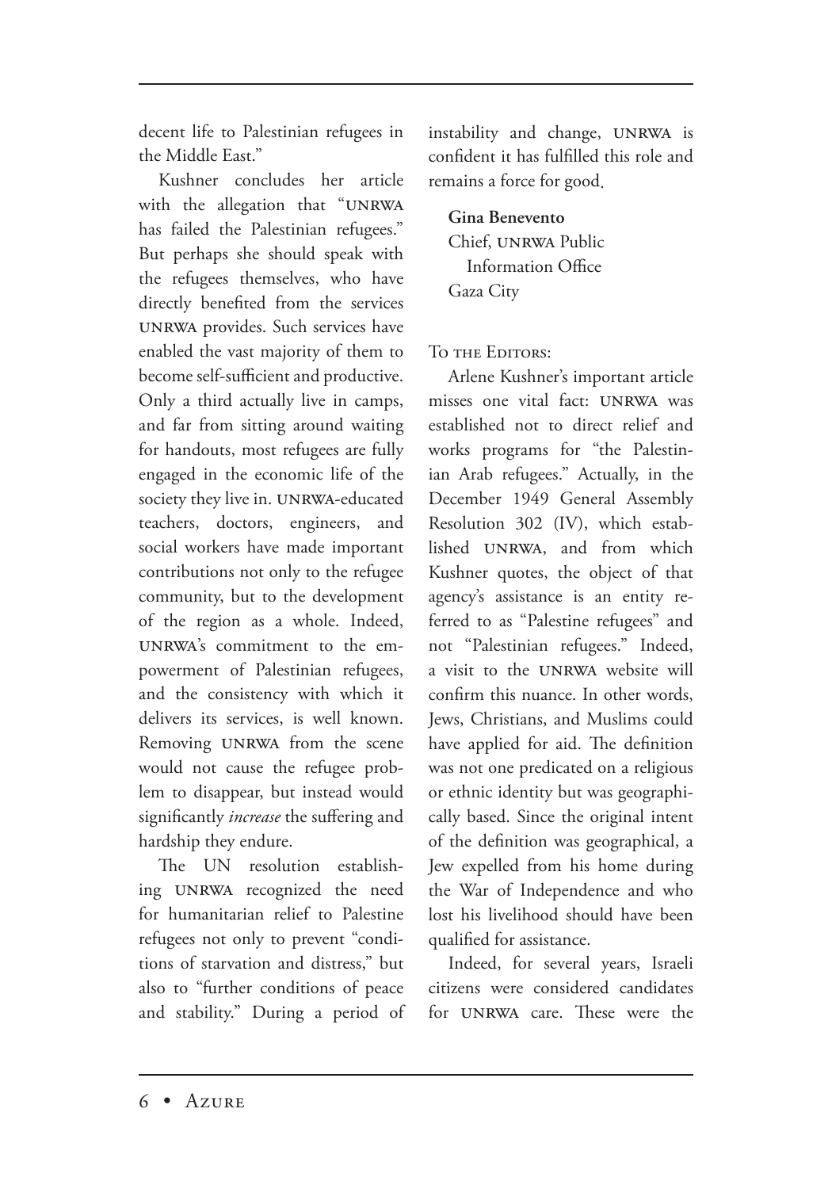decent life to Palestinian refugees in the Middle East."

Kushner concludes her article with the allegation that "UNRWA has failed the Palestinian refugees." But perhaps she should speak with the refugees themselves, who have directly benefited from the services UNRWA provides. Such services have enabled the vast majority of them to become self-sufficient and productive. Only a third actually live in camps, and far from sitting around waiting for handouts, most refugees are fully engaged in the economic life of the society they live in. UNRWA-educated teachers, doctors, engineers, and social workers have made important contributions not only to the refugee community, but to the development of the region as a whole. Indeed, UNRWA's commitment to the empowerment of Palestinian refugees, and the consistency with which it delivers its services, is well known. Removing UNRWA from the scene would not cause the refugee problem to disappear, but instead would significantly *increase* the suffering and hardship they endure.

The UN resolution establishing UNRWA recognized the need for humanitarian relief to Palestine refugees not only to prevent "conditions of starvation and distress," but also to "further conditions of peace and stability." During a period of instability and change, UNRWA is confident it has fulfilled this role and remains a force for good.

**Gina Benevento**
Chief, UNRWA Public Information Office
Gaza City

To the Editors:

Arlene Kushner's important article misses one vital fact: UNRWA was established not to direct relief and works programs for "the Palestinian Arab refugees." Actually, in the December 1949 General Assembly Resolution 302 (IV), which established UNRWA, and from which Kushner quotes, the object of that agency's assistance is an entity referred to as "Palestine refugees" and not "Palestinian refugees." Indeed, a visit to the UNRWA website will confirm this nuance. In other words, Jews, Christians, and Muslims could have applied for aid. The definition was not one predicated on a religious or ethnic identity but was geographically based. Since the original intent of the definition was geographical, a Jew expelled from his home during the War of Independence and who lost his livelihood should have been qualified for assistance.

Indeed, for several years, Israeli citizens were considered candidates for UNRWA care. These were the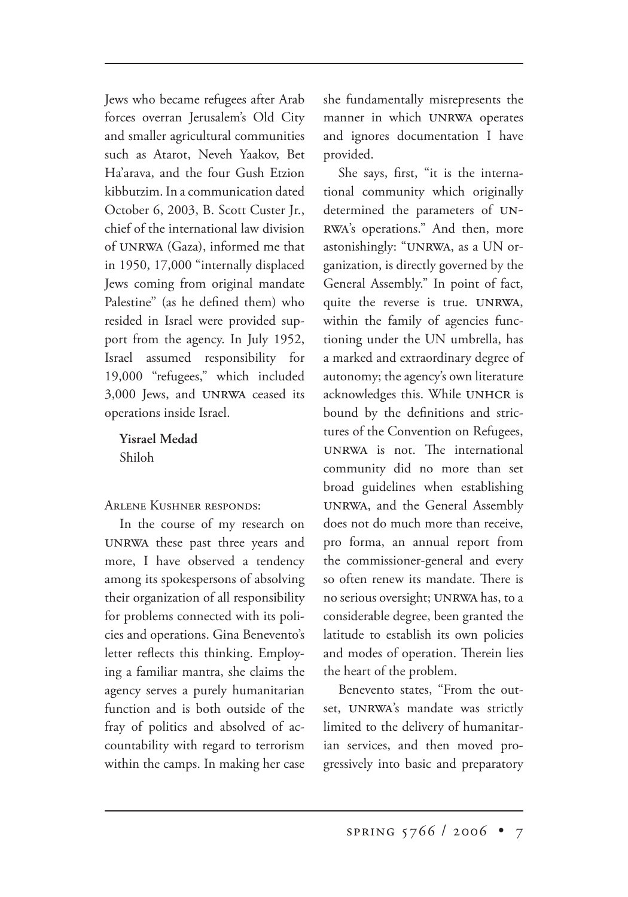Jews who became refugees after Arab forces overran Jerusalem's Old City and smaller agricultural communities such as Atarot, Neveh Yaakov, Bet Ha'arava, and the four Gush Etzion kibbutzim. In a communication dated October 6, 2003, B. Scott Custer Jr., chief of the international law division of UNRWA (Gaza), informed me that in 1950, 17,000 "internally displaced Jews coming from original mandate Palestine" (as he defined them) who resided in Israel were provided support from the agency. In July 1952, Israel assumed responsibility for 19,000 "refugees," which included 3,000 Jews, and UNRWA ceased its operations inside Israel.

**Yisrael Medad**
Shiloh

Arlene Kushner responds:

In the course of my research on UNRWA these past three years and more, I have observed a tendency among its spokespersons of absolving their organization of all responsibility for problems connected with its policies and operations. Gina Benevento's letter reflects this thinking. Employing a familiar mantra, she claims the agency serves a purely humanitarian function and is both outside of the fray of politics and absolved of accountability with regard to terrorism within the camps. In making her case she fundamentally misrepresents the manner in which UNRWA operates and ignores documentation I have provided.

She says, first, "it is the international community which originally determined the parameters of UNRWA's operations." And then, more astonishingly: "UNRWA, as a UN organization, is directly governed by the General Assembly." In point of fact, quite the reverse is true. UNRWA, within the family of agencies functioning under the UN umbrella, has a marked and extraordinary degree of autonomy; the agency's own literature acknowledges this. While UNHCR is bound by the definitions and strictures of the Convention on Refugees, UNRWA is not. The international community did no more than set broad guidelines when establishing UNRWA, and the General Assembly does not do much more than receive, pro forma, an annual report from the commissioner-general and every so often renew its mandate. There is no serious oversight; UNRWA has, to a considerable degree, been granted the latitude to establish its own policies and modes of operation. Therein lies the heart of the problem.

Benevento states, "From the outset, UNRWA's mandate was strictly limited to the delivery of humanitarian services, and then moved progressively into basic and preparatory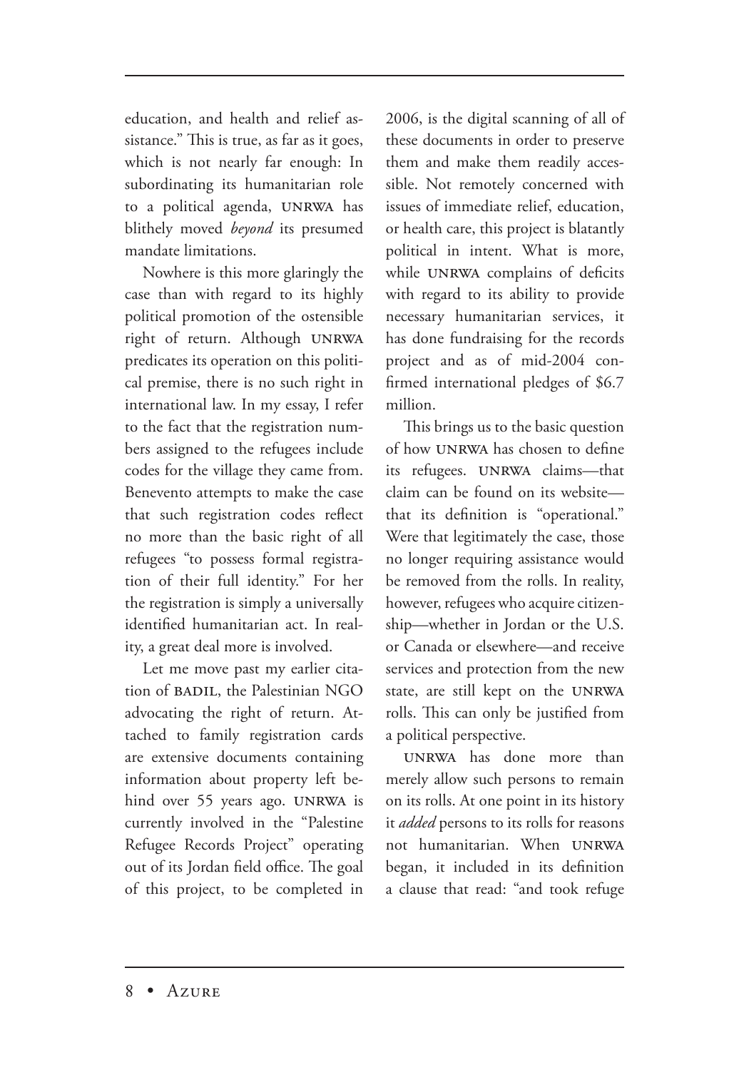education, and health and relief assistance." This is true, as far as it goes, which is not nearly far enough: In subordinating its humanitarian role to a political agenda, UNRWA has blithely moved *beyond* its presumed mandate limitations.

Nowhere is this more glaringly the case than with regard to its highly political promotion of the ostensible right of return. Although UNRWA predicates its operation on this political premise, there is no such right in international law. In my essay, I refer to the fact that the registration numbers assigned to the refugees include codes for the village they came from. Benevento attempts to make the case that such registration codes reflect no more than the basic right of all refugees "to possess formal registration of their full identity." For her the registration is simply a universally identified humanitarian act. In reality, a great deal more is involved.

Let me move past my earlier citation of BADIL, the Palestinian NGO advocating the right of return. Attached to family registration cards are extensive documents containing information about property left behind over 55 years ago. UNRWA is currently involved in the "Palestine Refugee Records Project" operating out of its Jordan field office. The goal of this project, to be completed in 2006, is the digital scanning of all of these documents in order to preserve them and make them readily accessible. Not remotely concerned with issues of immediate relief, education, or health care, this project is blatantly political in intent. What is more, while UNRWA complains of deficits with regard to its ability to provide necessary humanitarian services, it has done fundraising for the records project and as of mid-2004 confirmed international pledges of $6.7 million.

This brings us to the basic question of how UNRWA has chosen to define its refugees. UNRWA claims—that claim can be found on its website—that its definition is "operational." Were that legitimately the case, those no longer requiring assistance would be removed from the rolls. In reality, however, refugees who acquire citizenship—whether in Jordan or the U.S. or Canada or elsewhere—and receive services and protection from the new state, are still kept on the UNRWA rolls. This can only be justified from a political perspective.

UNRWA has done more than merely allow such persons to remain on its rolls. At one point in its history it *added* persons to its rolls for reasons not humanitarian. When UNRWA began, it included in its definition a clause that read: "and took refuge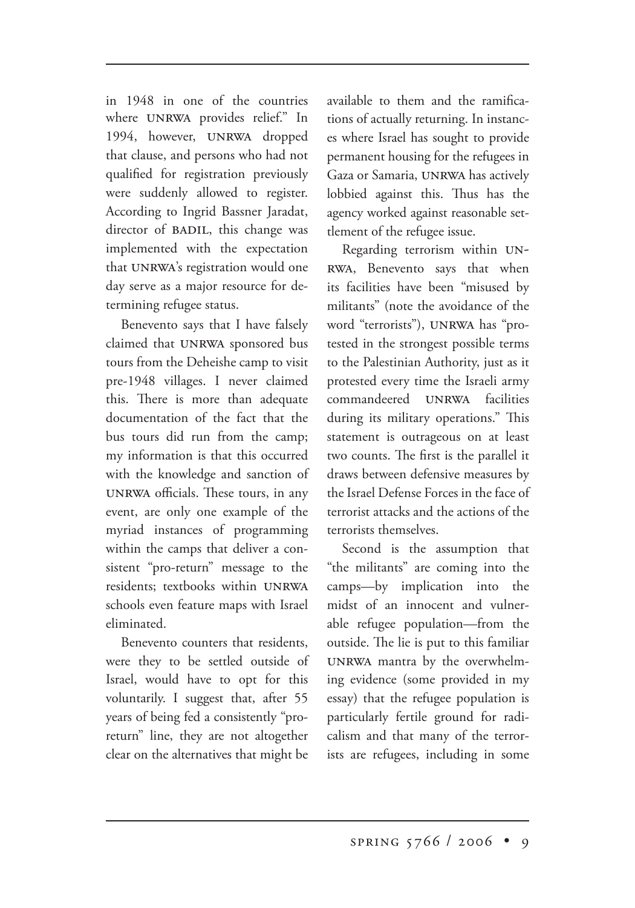in 1948 in one of the countries where UNRWA provides relief." In 1994, however, UNRWA dropped that clause, and persons who had not qualified for registration previously were suddenly allowed to register. According to Ingrid Bassner Jaradat, director of BADIL, this change was implemented with the expectation that UNRWA's registration would one day serve as a major resource for determining refugee status.

Benevento says that I have falsely claimed that UNRWA sponsored bus tours from the Deheishe camp to visit pre-1948 villages. I never claimed this. There is more than adequate documentation of the fact that the bus tours did run from the camp; my information is that this occurred with the knowledge and sanction of UNRWA officials. These tours, in any event, are only one example of the myriad instances of programming within the camps that deliver a consistent "pro-return" message to the residents; textbooks within UNRWA schools even feature maps with Israel eliminated.

Benevento counters that residents, were they to be settled outside of Israel, would have to opt for this voluntarily. I suggest that, after 55 years of being fed a consistently "pro-return" line, they are not altogether clear on the alternatives that might be available to them and the ramifications of actually returning. In instances where Israel has sought to provide permanent housing for the refugees in Gaza or Samaria, UNRWA has actively lobbied against this. Thus has the agency worked against reasonable settlement of the refugee issue.

Regarding terrorism within UNRWA, Benevento says that when its facilities have been "misused by militants" (note the avoidance of the word "terrorists"), UNRWA has "protested in the strongest possible terms to the Palestinian Authority, just as it protested every time the Israeli army commandeered UNRWA facilities during its military operations." This statement is outrageous on at least two counts. The first is the parallel it draws between defensive measures by the Israel Defense Forces in the face of terrorist attacks and the actions of the terrorists themselves.

Second is the assumption that "the militants" are coming into the camps—by implication into the midst of an innocent and vulnerable refugee population—from the outside. The lie is put to this familiar UNRWA mantra by the overwhelming evidence (some provided in my essay) that the refugee population is particularly fertile ground for radicalism and that many of the terrorists are refugees, including in some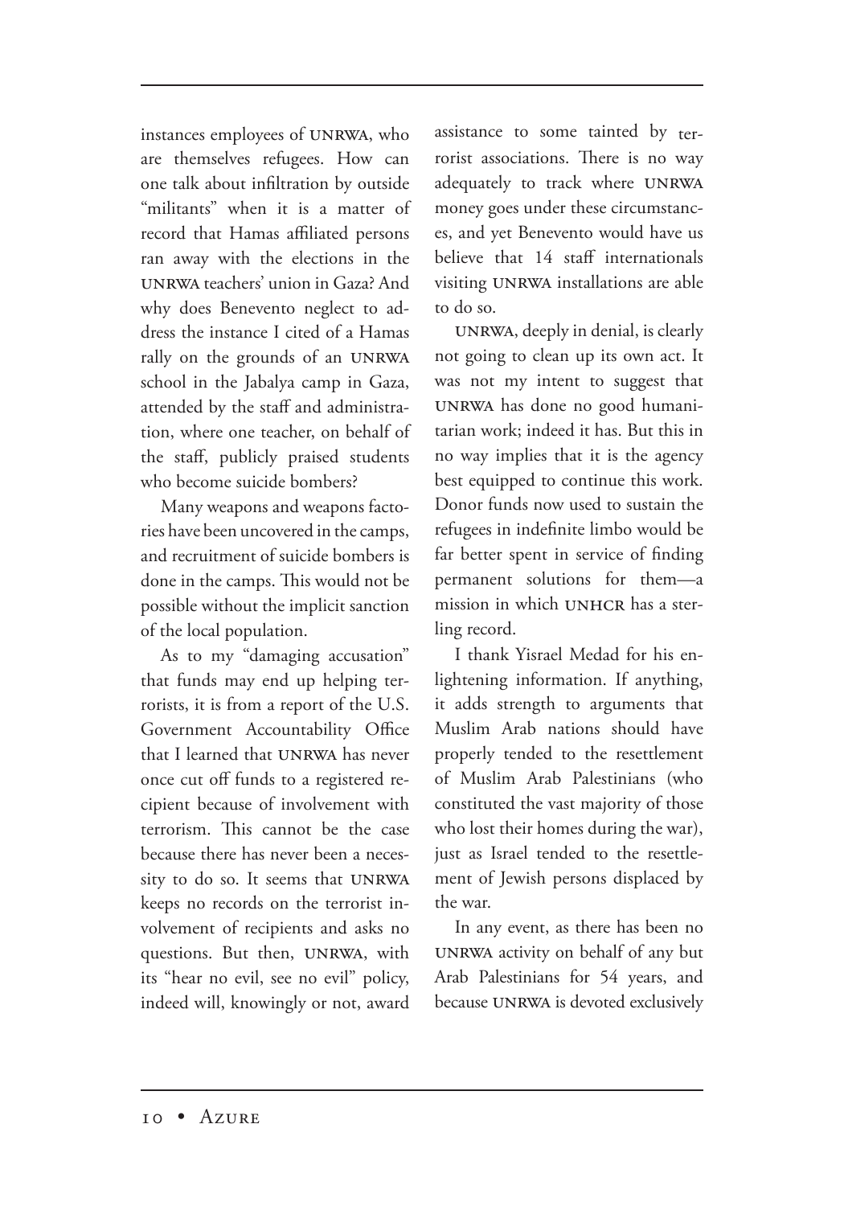instances employees of UNRWA, who are themselves refugees. How can one talk about infiltration by outside "militants" when it is a matter of record that Hamas affiliated persons ran away with the elections in the UNRWA teachers' union in Gaza? And why does Benevento neglect to address the instance I cited of a Hamas rally on the grounds of an UNRWA school in the Jabalya camp in Gaza, attended by the staff and administration, where one teacher, on behalf of the staff, publicly praised students who become suicide bombers?

Many weapons and weapons factories have been uncovered in the camps, and recruitment of suicide bombers is done in the camps. This would not be possible without the implicit sanction of the local population.

As to my "damaging accusation" that funds may end up helping terrorists, it is from a report of the U.S. Government Accountability Office that I learned that UNRWA has never once cut off funds to a registered recipient because of involvement with terrorism. This cannot be the case because there has never been a necessity to do so. It seems that UNRWA keeps no records on the terrorist involvement of recipients and asks no questions. But then, UNRWA, with its "hear no evil, see no evil" policy, indeed will, knowingly or not, award assistance to some tainted by terrorist associations. There is no way adequately to track where UNRWA money goes under these circumstances, and yet Benevento would have us believe that 14 staff internationals visiting UNRWA installations are able to do so.

UNRWA, deeply in denial, is clearly not going to clean up its own act. It was not my intent to suggest that UNRWA has done no good humanitarian work; indeed it has. But this in no way implies that it is the agency best equipped to continue this work. Donor funds now used to sustain the refugees in indefinite limbo would be far better spent in service of finding permanent solutions for them—a mission in which UNHCR has a sterling record.

I thank Yisrael Medad for his enlightening information. If anything, it adds strength to arguments that Muslim Arab nations should have properly tended to the resettlement of Muslim Arab Palestinians (who constituted the vast majority of those who lost their homes during the war), just as Israel tended to the resettlement of Jewish persons displaced by the war.

In any event, as there has been no UNRWA activity on behalf of any but Arab Palestinians for 54 years, and because UNRWA is devoted exclusively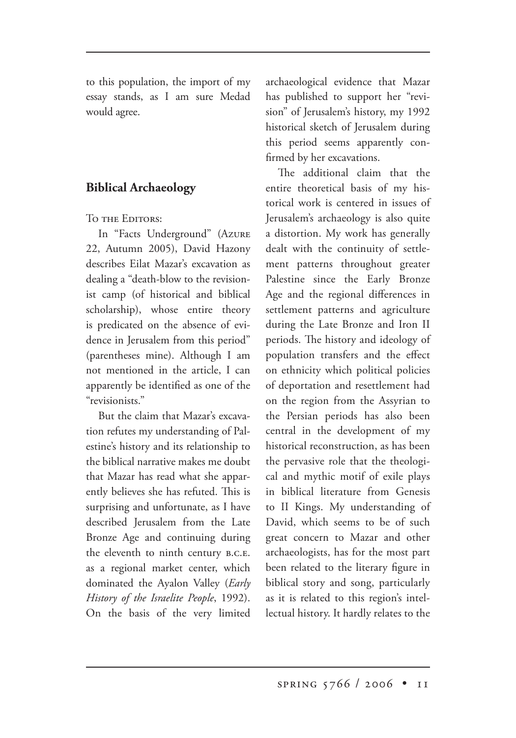to this population, the import of my essay stands, as I am sure Medad would agree.

## Biblical Archaeology

To the Editors:

In "Facts Underground" (Azure 22, Autumn 2005), David Hazony describes Eilat Mazar's excavation as dealing a "death-blow to the revisionist camp (of historical and biblical scholarship), whose entire theory is predicated on the absence of evidence in Jerusalem from this period" (parentheses mine). Although I am not mentioned in the article, I can apparently be identified as one of the "revisionists."

But the claim that Mazar's excavation refutes my understanding of Palestine's history and its relationship to the biblical narrative makes me doubt that Mazar has read what she apparently believes she has refuted. This is surprising and unfortunate, as I have described Jerusalem from the Late Bronze Age and continuing during the eleventh to ninth century b.c.e. as a regional market center, which dominated the Ayalon Valley (*Early History of the Israelite People*, 1992). On the basis of the very limited archaeological evidence that Mazar has published to support her "revision" of Jerusalem's history, my 1992 historical sketch of Jerusalem during this period seems apparently confirmed by her excavations.

The additional claim that the entire theoretical basis of my historical work is centered in issues of Jerusalem's archaeology is also quite a distortion. My work has generally dealt with the continuity of settlement patterns throughout greater Palestine since the Early Bronze Age and the regional differences in settlement patterns and agriculture during the Late Bronze and Iron II periods. The history and ideology of population transfers and the effect on ethnicity which political policies of deportation and resettlement had on the region from the Assyrian to the Persian periods has also been central in the development of my historical reconstruction, as has been the pervasive role that the theological and mythic motif of exile plays in biblical literature from Genesis to II Kings. My understanding of David, which seems to be of such great concern to Mazar and other archaeologists, has for the most part been related to the literary figure in biblical story and song, particularly as it is related to this region's intellectual history. It hardly relates to the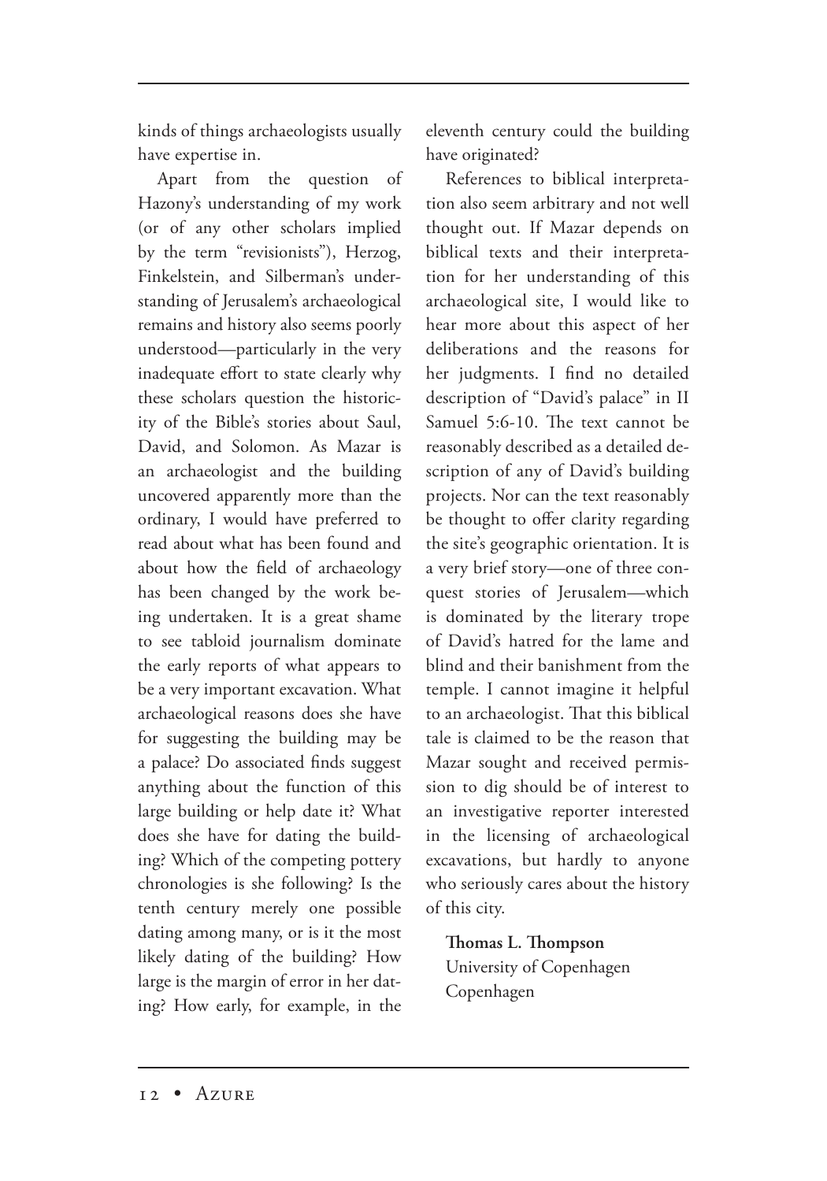kinds of things archaeologists usually have expertise in.

Apart from the question of Hazony's understanding of my work (or of any other scholars implied by the term "revisionists"), Herzog, Finkelstein, and Silberman's understanding of Jerusalem's archaeological remains and history also seems poorly understood—particularly in the very inadequate effort to state clearly why these scholars question the historicity of the Bible's stories about Saul, David, and Solomon. As Mazar is an archaeologist and the building uncovered apparently more than the ordinary, I would have preferred to read about what has been found and about how the field of archaeology has been changed by the work being undertaken. It is a great shame to see tabloid journalism dominate the early reports of what appears to be a very important excavation. What archaeological reasons does she have for suggesting the building may be a palace? Do associated finds suggest anything about the function of this large building or help date it? What does she have for dating the building? Which of the competing pottery chronologies is she following? Is the tenth century merely one possible dating among many, or is it the most likely dating of the building? How large is the margin of error in her dating? How early, for example, in the eleventh century could the building have originated?

References to biblical interpretation also seem arbitrary and not well thought out. If Mazar depends on biblical texts and their interpretation for her understanding of this archaeological site, I would like to hear more about this aspect of her deliberations and the reasons for her judgments. I find no detailed description of "David's palace" in II Samuel 5:6-10. The text cannot be reasonably described as a detailed description of any of David's building projects. Nor can the text reasonably be thought to offer clarity regarding the site's geographic orientation. It is a very brief story—one of three conquest stories of Jerusalem—which is dominated by the literary trope of David's hatred for the lame and blind and their banishment from the temple. I cannot imagine it helpful to an archaeologist. That this biblical tale is claimed to be the reason that Mazar sought and received permission to dig should be of interest to an investigative reporter interested in the licensing of archaeological excavations, but hardly to anyone who seriously cares about the history of this city.

**Thomas L. Thompson**
University of Copenhagen
Copenhagen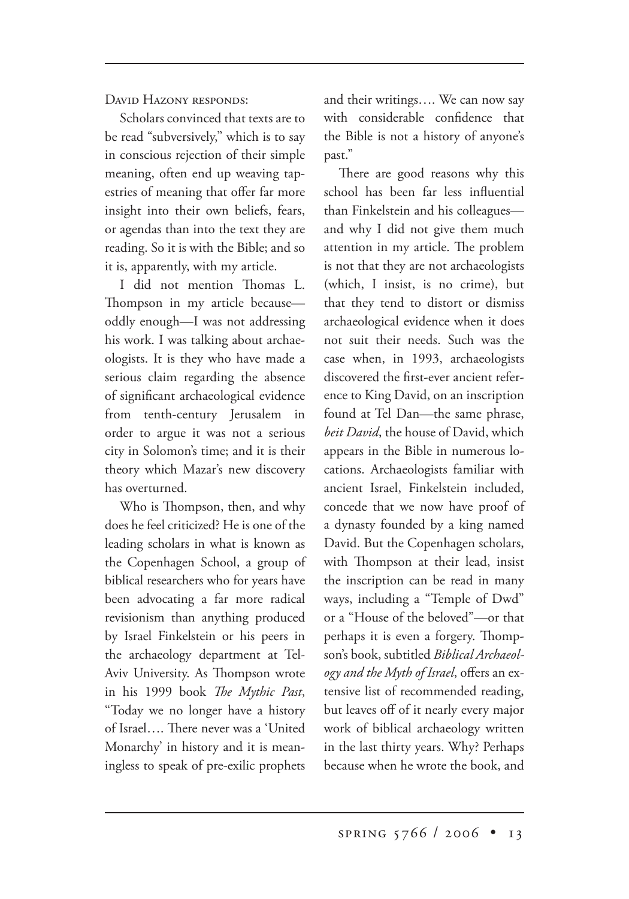David Hazony responds:

Scholars convinced that texts are to be read "subversively," which is to say in conscious rejection of their simple meaning, often end up weaving tapestries of meaning that offer far more insight into their own beliefs, fears, or agendas than into the text they are reading. So it is with the Bible; and so it is, apparently, with my article.

I did not mention Thomas L. Thompson in my article because—oddly enough—I was not addressing his work. I was talking about archaeologists. It is they who have made a serious claim regarding the absence of significant archaeological evidence from tenth-century Jerusalem in order to argue it was not a serious city in Solomon's time; and it is their theory which Mazar's new discovery has overturned.

Who is Thompson, then, and why does he feel criticized? He is one of the leading scholars in what is known as the Copenhagen School, a group of biblical researchers who for years have been advocating a far more radical revisionism than anything produced by Israel Finkelstein or his peers in the archaeology department at Tel-Aviv University. As Thompson wrote in his 1999 book *The Mythic Past*, "Today we no longer have a history of Israel…. There never was a 'United Monarchy' in history and it is meaningless to speak of pre-exilic prophets and their writings…. We can now say with considerable confidence that the Bible is not a history of anyone's past."

There are good reasons why this school has been far less influential than Finkelstein and his colleagues—and why I did not give them much attention in my article. The problem is not that they are not archaeologists (which, I insist, is no crime), but that they tend to distort or dismiss archaeological evidence when it does not suit their needs. Such was the case when, in 1993, archaeologists discovered the first-ever ancient reference to King David, on an inscription found at Tel Dan—the same phrase, *beit David*, the house of David, which appears in the Bible in numerous locations. Archaeologists familiar with ancient Israel, Finkelstein included, concede that we now have proof of a dynasty founded by a king named David. But the Copenhagen scholars, with Thompson at their lead, insist the inscription can be read in many ways, including a "Temple of Dwd" or a "House of the beloved"—or that perhaps it is even a forgery. Thompson's book, subtitled *Biblical Archaeology and the Myth of Israel*, offers an extensive list of recommended reading, but leaves off of it nearly every major work of biblical archaeology written in the last thirty years. Why? Perhaps because when he wrote the book, and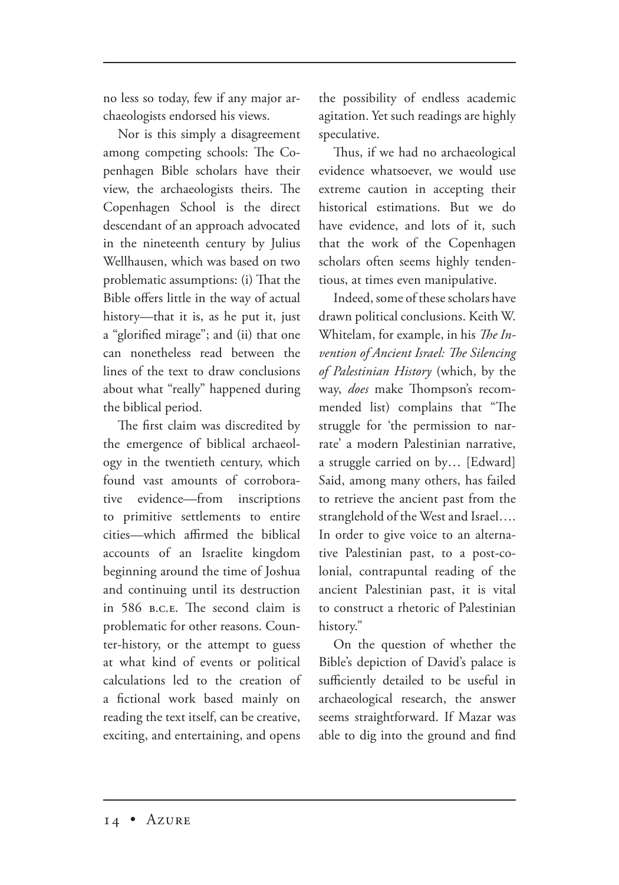no less so today, few if any major archaeologists endorsed his views.

Nor is this simply a disagreement among competing schools: The Copenhagen Bible scholars have their view, the archaeologists theirs. The Copenhagen School is the direct descendant of an approach advocated in the nineteenth century by Julius Wellhausen, which was based on two problematic assumptions: (i) That the Bible offers little in the way of actual history—that it is, as he put it, just a "glorified mirage"; and (ii) that one can nonetheless read between the lines of the text to draw conclusions about what "really" happened during the biblical period.

The first claim was discredited by the emergence of biblical archaeology in the twentieth century, which found vast amounts of corroborative evidence—from inscriptions to primitive settlements to entire cities—which affirmed the biblical accounts of an Israelite kingdom beginning around the time of Joshua and continuing until its destruction in 586 B.C.E. The second claim is problematic for other reasons. Counter-history, or the attempt to guess at what kind of events or political calculations led to the creation of a fictional work based mainly on reading the text itself, can be creative, exciting, and entertaining, and opens the possibility of endless academic agitation. Yet such readings are highly speculative.

Thus, if we had no archaeological evidence whatsoever, we would use extreme caution in accepting their historical estimations. But we do have evidence, and lots of it, such that the work of the Copenhagen scholars often seems highly tendentious, at times even manipulative.

Indeed, some of these scholars have drawn political conclusions. Keith W. Whitelam, for example, in his *The Invention of Ancient Israel: The Silencing of Palestinian History* (which, by the way, *does* make Thompson's recommended list) complains that "The struggle for 'the permission to narrate' a modern Palestinian narrative, a struggle carried on by… [Edward] Said, among many others, has failed to retrieve the ancient past from the stranglehold of the West and Israel…. In order to give voice to an alternative Palestinian past, to a post-colonial, contrapuntal reading of the ancient Palestinian past, it is vital to construct a rhetoric of Palestinian history."

On the question of whether the Bible's depiction of David's palace is sufficiently detailed to be useful in archaeological research, the answer seems straightforward. If Mazar was able to dig into the ground and find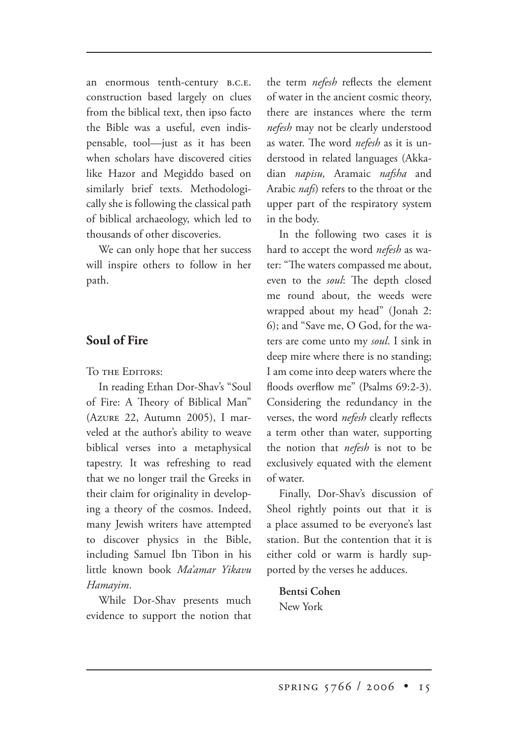an enormous tenth-century B.C.E. construction based largely on clues from the biblical text, then ipso facto the Bible was a useful, even indispensable, tool—just as it has been when scholars have discovered cities like Hazor and Megiddo based on similarly brief texts. Methodologically she is following the classical path of biblical archaeology, which led to thousands of other discoveries.

We can only hope that her success will inspire others to follow in her path.

## Soul of Fire

To the Editors:

In reading Ethan Dor-Shav's "Soul of Fire: A Theory of Biblical Man" (Azure 22, Autumn 2005), I marveled at the author's ability to weave biblical verses into a metaphysical tapestry. It was refreshing to read that we no longer trail the Greeks in their claim for originality in developing a theory of the cosmos. Indeed, many Jewish writers have attempted to discover physics in the Bible, including Samuel Ibn Tibon in his little known book *Ma'amar Yikavu Hamayim*.

While Dor-Shav presents much evidence to support the notion that the term *nefesh* reflects the element of water in the ancient cosmic theory, there are instances where the term *nefesh* may not be clearly understood as water. The word *nefesh* as it is understood in related languages (Akkadian *napisu,* Aramaic *nafsha* and Arabic *nafs*) refers to the throat or the upper part of the respiratory system in the body.

In the following two cases it is hard to accept the word *nefesh* as water: "The waters compassed me about, even to the *soul*: The depth closed me round about, the weeds were wrapped about my head" (Jonah 2:6); and "Save me, O God, for the waters are come unto my *soul*. I sink in deep mire where there is no standing; I am come into deep waters where the floods overflow me" (Psalms 69:2-3). Considering the redundancy in the verses, the word *nefesh* clearly reflects a term other than water, supporting the notion that *nefesh* is not to be exclusively equated with the element of water.

Finally, Dor-Shav's discussion of Sheol rightly points out that it is a place assumed to be everyone's last station. But the contention that it is either cold or warm is hardly supported by the verses he adduces.

**Bentsi Cohen**
New York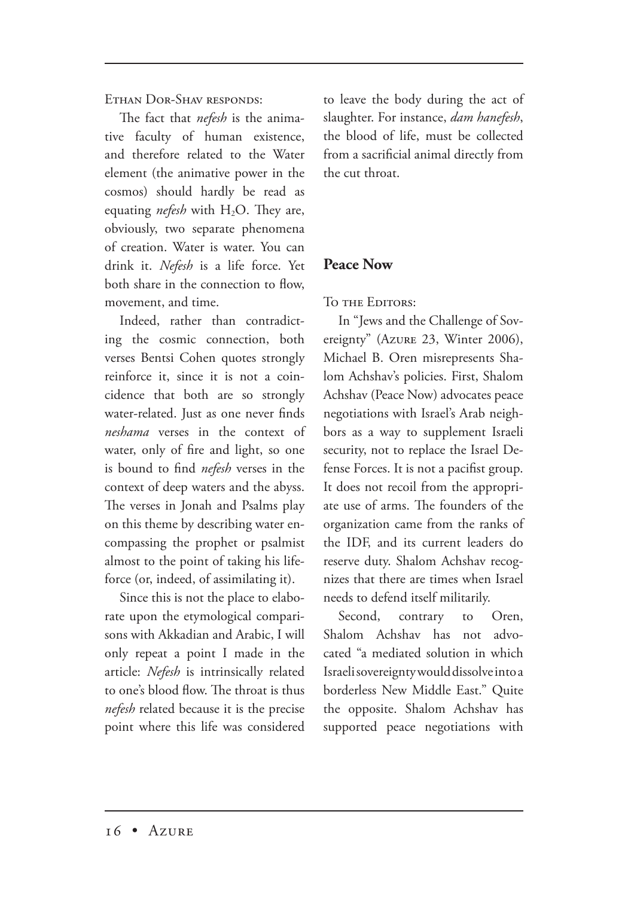Ethan Dor-Shav responds:

The fact that *nefesh* is the animative faculty of human existence, and therefore related to the Water element (the animative power in the cosmos) should hardly be read as equating *nefesh* with $H_2O$. They are, obviously, two separate phenomena of creation. Water is water. You can drink it. *Nefesh* is a life force. Yet both share in the connection to flow, movement, and time.

Indeed, rather than contradicting the cosmic connection, both verses Bentsi Cohen quotes strongly reinforce it, since it is not a coincidence that both are so strongly water-related. Just as one never finds *neshama* verses in the context of water, only of fire and light, so one is bound to find *nefesh* verses in the context of deep waters and the abyss. The verses in Jonah and Psalms play on this theme by describing water encompassing the prophet or psalmist almost to the point of taking his life-force (or, indeed, of assimilating it).

Since this is not the place to elaborate upon the etymological comparisons with Akkadian and Arabic, I will only repeat a point I made in the article: *Nefesh* is intrinsically related to one's blood flow. The throat is thus *nefesh* related because it is the precise point where this life was considered to leave the body during the act of slaughter. For instance, *dam hanefesh*, the blood of life, must be collected from a sacrificial animal directly from the cut throat.

## Peace Now

To the Editors:

In "Jews and the Challenge of Sovereignty" (Azure 23, Winter 2006), Michael B. Oren misrepresents Shalom Achshav's policies. First, Shalom Achshav (Peace Now) advocates peace negotiations with Israel's Arab neighbors as a way to supplement Israeli security, not to replace the Israel Defense Forces. It is not a pacifist group. It does not recoil from the appropriate use of arms. The founders of the organization came from the ranks of the IDF, and its current leaders do reserve duty. Shalom Achshav recognizes that there are times when Israel needs to defend itself militarily.

Second, contrary to Oren, Shalom Achshav has not advocated "a mediated solution in which Israeli sovereignty would dissolve into a borderless New Middle East." Quite the opposite. Shalom Achshav has supported peace negotiations with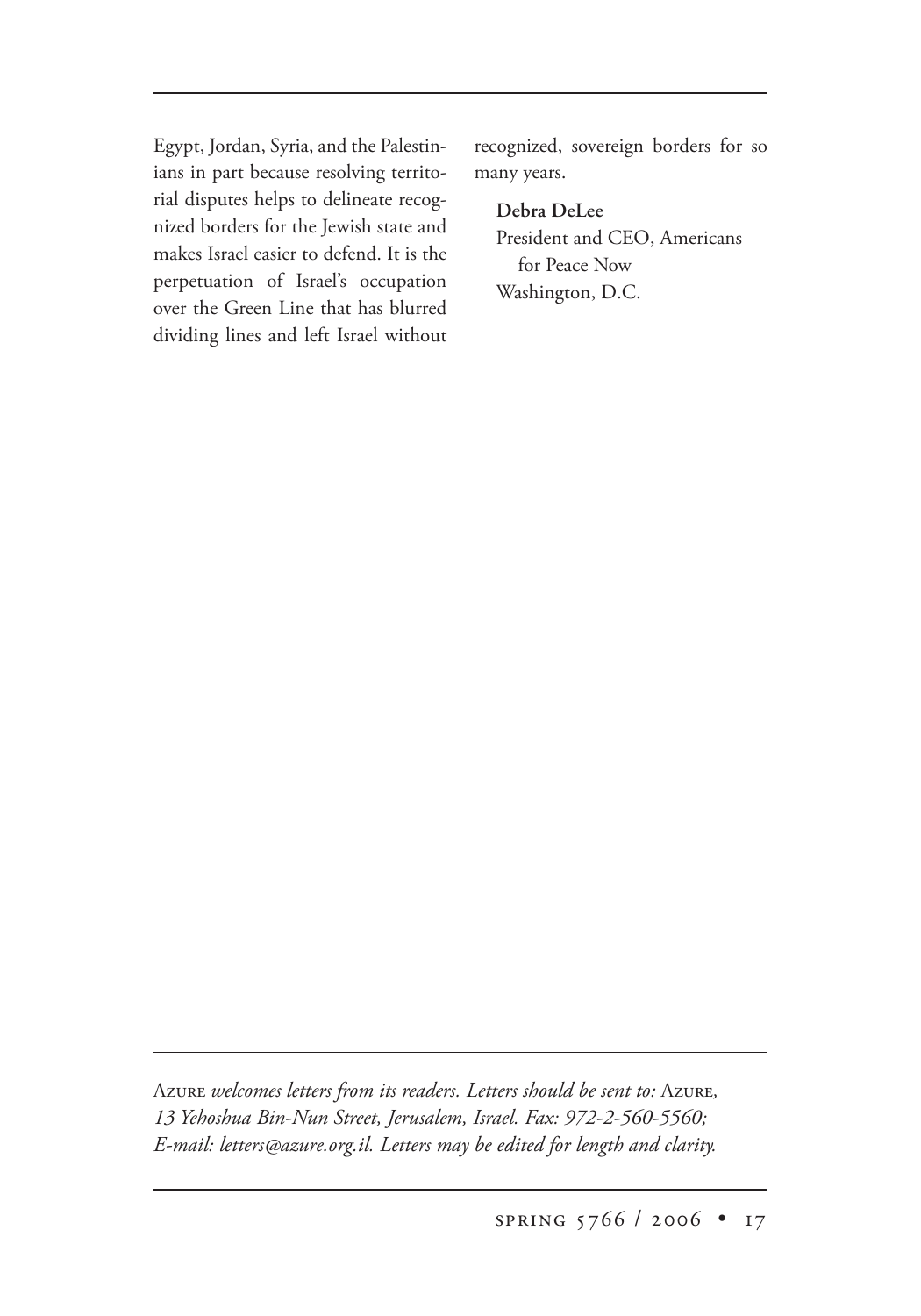Egypt, Jordan, Syria, and the Palestinians in part because resolving territorial disputes helps to delineate recognized borders for the Jewish state and makes Israel easier to defend. It is the perpetuation of Israel's occupation over the Green Line that has blurred dividing lines and left Israel without recognized, sovereign borders for so many years.

**Debra DeLee**
President and CEO, Americans for Peace Now
Washington, D.C.

---

Azure *welcomes letters from its readers. Letters should be sent to:* Azure*, 13 Yehoshua Bin-Nun Street, Jerusalem, Israel. Fax: 972-2-560-5560; E-mail: letters@azure.org.il. Letters may be edited for length and clarity.*